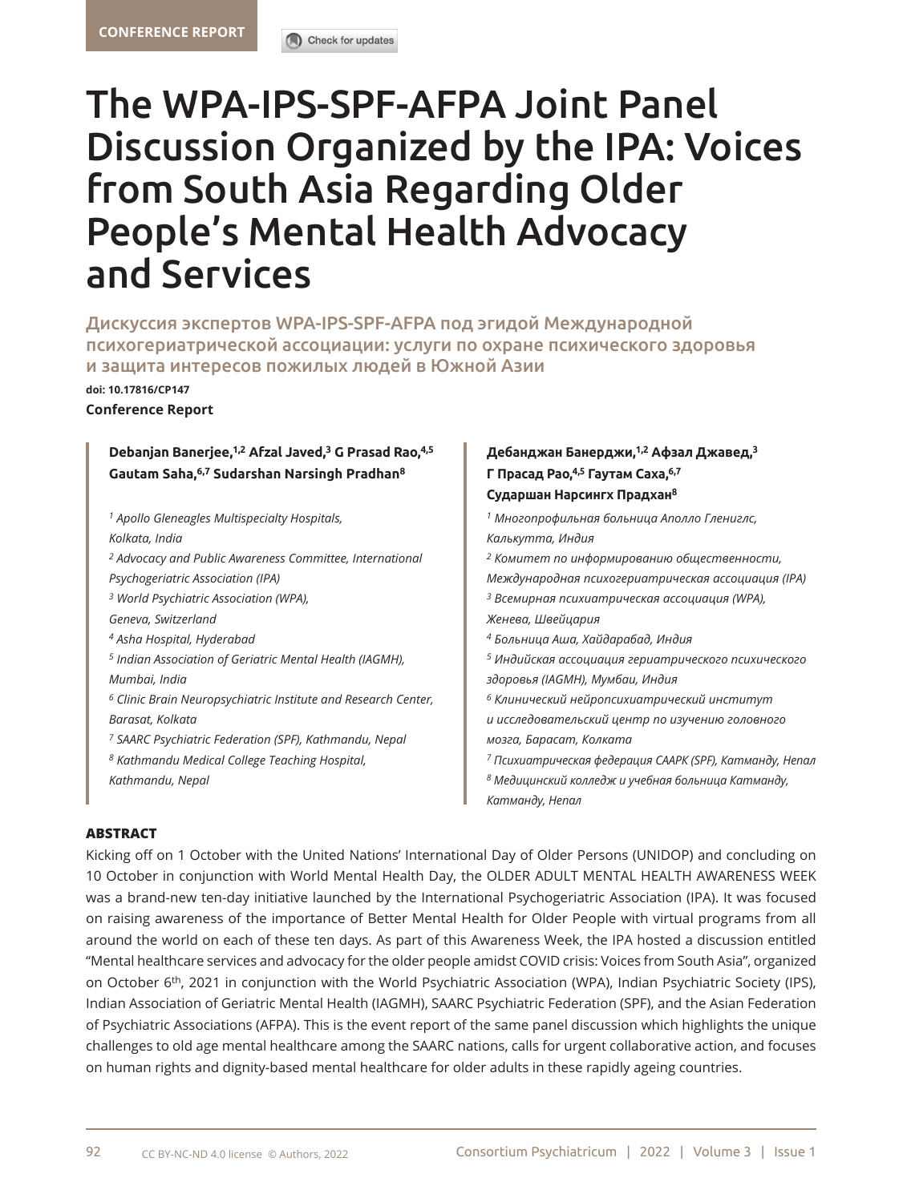CONFERENCE REPORT

# The WPA-IPS-SPF-AFPA Joint Panel Discussion Organized by the IPA: Voices from South Asia Regarding Older People's Mental Health Advocacy and Services

## Дискуссия экспертов WPA-IPS-SPF-AFPA под эгидой Международной психогериатрической ассоциации: услуги по охране психического здоровья и защита интересов пожилых людей в Южной Азии

**doi: 10.17816/CP147**

**Conference Report**

**Debanjan Banerjee,[1,2] Afzal Javed,[3] G Prasad Rao,[4,5] Gautam Saha,[6,7] Sudarshan Narsingh Pradhan[8]**

*[1] Apollo Gleneagles Multispecialty Hospitals, Kolkata, India*
*[2] Advocacy and Public Awareness Committee, International Psychogeriatric Association (IPA)*
*[3] World Psychiatric Association (WPA), Geneva, Switzerland*
*[4] Asha Hospital, Hyderabad*
*[5] Indian Association of Geriatric Mental Health (IAGMH), Mumbai, India*
*[6] Clinic Brain Neuropsychiatric Institute and Research Center, Barasat, Kolkata*
*[7] SAARC Psychiatric Federation (SPF), Kathmandu, Nepal*
*[8] Kathmandu Medical College Teaching Hospital, Kathmandu, Nepal*

**Дебанджан Банерджи,[1,2] Афзал Джавед,[3] Г Прасад Рао,[4,5] Гаутам Саха,[6,7] Сударшан Нарсингх Прадхан[8]**

*[1] Многопрофильная больница Аполло Глениглс, Калькутта, Индия*
*[2] Комитет по информированию общественности, Международная психогериатрическая ассоциация (IPA)*
*[3] Всемирная психиатрическая ассоциация (WPA), Женева, Швейцария*
*[4] Больница Аша, Хайдарабад, Индия*
*[5] Индийская ассоциация гериатрического психического здоровья (IAGMH), Мумбаи, Индия*
*[6] Клинический нейропсихиатрический институт и исследовательский центр по изучению головного мозга, Барасат, Колката*
*[7] Психиатрическая федерация СААРК (SPF), Катманду, Непал*
*[8] Медицинский колледж и учебная больница Катманду, Катманду, Непал*

### ABSTRACT

Kicking off on 1 October with the United Nations' International Day of Older Persons (UNIDOP) and concluding on 10 October in conjunction with World Mental Health Day, the OLDER ADULT MENTAL HEALTH AWARENESS WEEK was a brand-new ten-day initiative launched by the International Psychogeriatric Association (IPA). It was focused on raising awareness of the importance of Better Mental Health for Older People with virtual programs from all around the world on each of these ten days. As part of this Awareness Week, the IPA hosted a discussion entitled "Mental healthcare services and advocacy for the older people amidst COVID crisis: Voices from South Asia", organized on October 6th, 2021 in conjunction with the World Psychiatric Association (WPA), Indian Psychiatric Society (IPS), Indian Association of Geriatric Mental Health (IAGMH), SAARC Psychiatric Federation (SPF), and the Asian Federation of Psychiatric Associations (AFPA). This is the event report of the same panel discussion which highlights the unique challenges to old age mental healthcare among the SAARC nations, calls for urgent collaborative action, and focuses on human rights and dignity-based mental healthcare for older adults in these rapidly ageing countries.

CC BY-NC-ND 4.0 license © Authors, 2022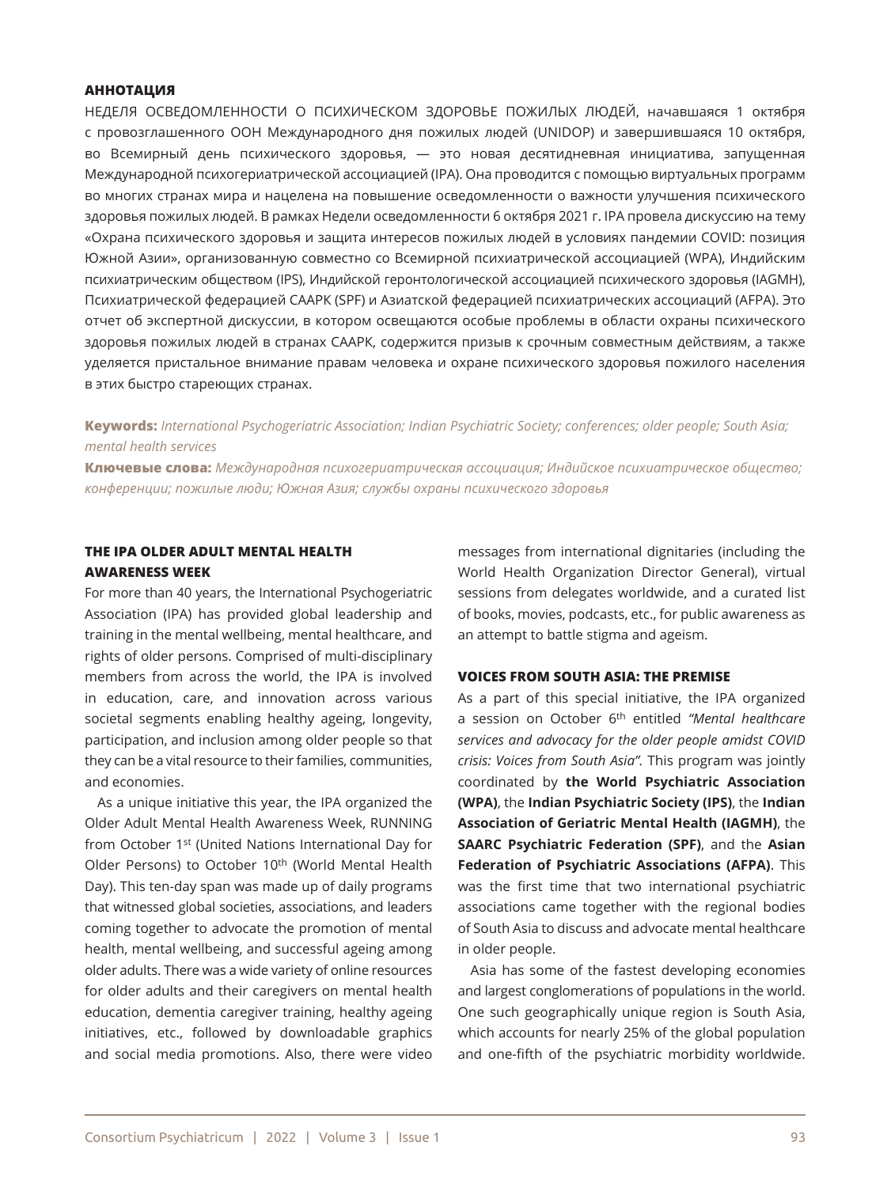**АННОТАЦИЯ**

НЕДЕЛЯ ОСВЕДОМЛЕННОСТИ О ПСИХИЧЕСКОМ ЗДОРОВЬЕ ПОЖИЛЫХ ЛЮДЕЙ, начавшаяся 1 октября с провозглашенного ООН Международного дня пожилых людей (UNIDOP) и завершившаяся 10 октября, во Всемирный день психического здоровья, — это новая десятидневная инициатива, запущенная Международной психогериатрической ассоциацией (IPA). Она проводится с помощью виртуальных программ во многих странах мира и нацелена на повышение осведомленности о важности улучшения психического здоровья пожилых людей. В рамках Недели осведомленности 6 октября 2021 г. IPA провела дискуссию на тему «Охрана психического здоровья и защита интересов пожилых людей в условиях пандемии COVID: позиция Южной Азии», организованную совместно со Всемирной психиатрической ассоциацией (WPA), Индийским психиатрическим обществом (IPS), Индийской геронтологической ассоциацией психического здоровья (IAGMH), Психиатрической федерацией СААРК (SPF) и Азиатской федерацией психиатрических ассоциаций (AFPA). Это отчет об экспертной дискуссии, в котором освещаются особые проблемы в области охраны психического здоровья пожилых людей в странах СААРК, содержится призыв к срочным совместным действиям, а также уделяется пристальное внимание правам человека и охране психического здоровья пожилого населения в этих быстро стареющих странах.

**Keywords:** *International Psychogeriatric Association; Indian Psychiatric Society; conferences; older people; South Asia; mental health services*

**Ключевые слова:** *Международная психогериатрическая ассоциация; Индийское психиатрическое общество; конференции; пожилые люди; Южная Азия; службы охраны психического здоровья*

## THE IPA OLDER ADULT MENTAL HEALTH AWARENESS WEEK

For more than 40 years, the International Psychogeriatric Association (IPA) has provided global leadership and training in the mental wellbeing, mental healthcare, and rights of older persons. Comprised of multi-disciplinary members from across the world, the IPA is involved in education, care, and innovation across various societal segments enabling healthy ageing, longevity, participation, and inclusion among older people so that they can be a vital resource to their families, communities, and economies.

As a unique initiative this year, the IPA organized the Older Adult Mental Health Awareness Week, RUNNING from October 1st (United Nations International Day for Older Persons) to October 10th (World Mental Health Day). This ten-day span was made up of daily programs that witnessed global societies, associations, and leaders coming together to advocate the promotion of mental health, mental wellbeing, and successful ageing among older adults. There was a wide variety of online resources for older adults and their caregivers on mental health education, dementia caregiver training, healthy ageing initiatives, etc., followed by downloadable graphics and social media promotions. Also, there were video messages from international dignitaries (including the World Health Organization Director General), virtual sessions from delegates worldwide, and a curated list of books, movies, podcasts, etc., for public awareness as an attempt to battle stigma and ageism.

## VOICES FROM SOUTH ASIA: THE PREMISE

As a part of this special initiative, the IPA organized a session on October 6th entitled *"Mental healthcare services and advocacy for the older people amidst COVID crisis: Voices from South Asia"*. This program was jointly coordinated by **the World Psychiatric Association (WPA)**, the **Indian Psychiatric Society (IPS)**, the **Indian Association of Geriatric Mental Health (IAGMH)**, the **SAARC Psychiatric Federation (SPF)**, and the **Asian Federation of Psychiatric Associations (AFPA)**. This was the first time that two international psychiatric associations came together with the regional bodies of South Asia to discuss and advocate mental healthcare in older people.

Asia has some of the fastest developing economies and largest conglomerations of populations in the world. One such geographically unique region is South Asia, which accounts for nearly 25% of the global population and one-fifth of the psychiatric morbidity worldwide.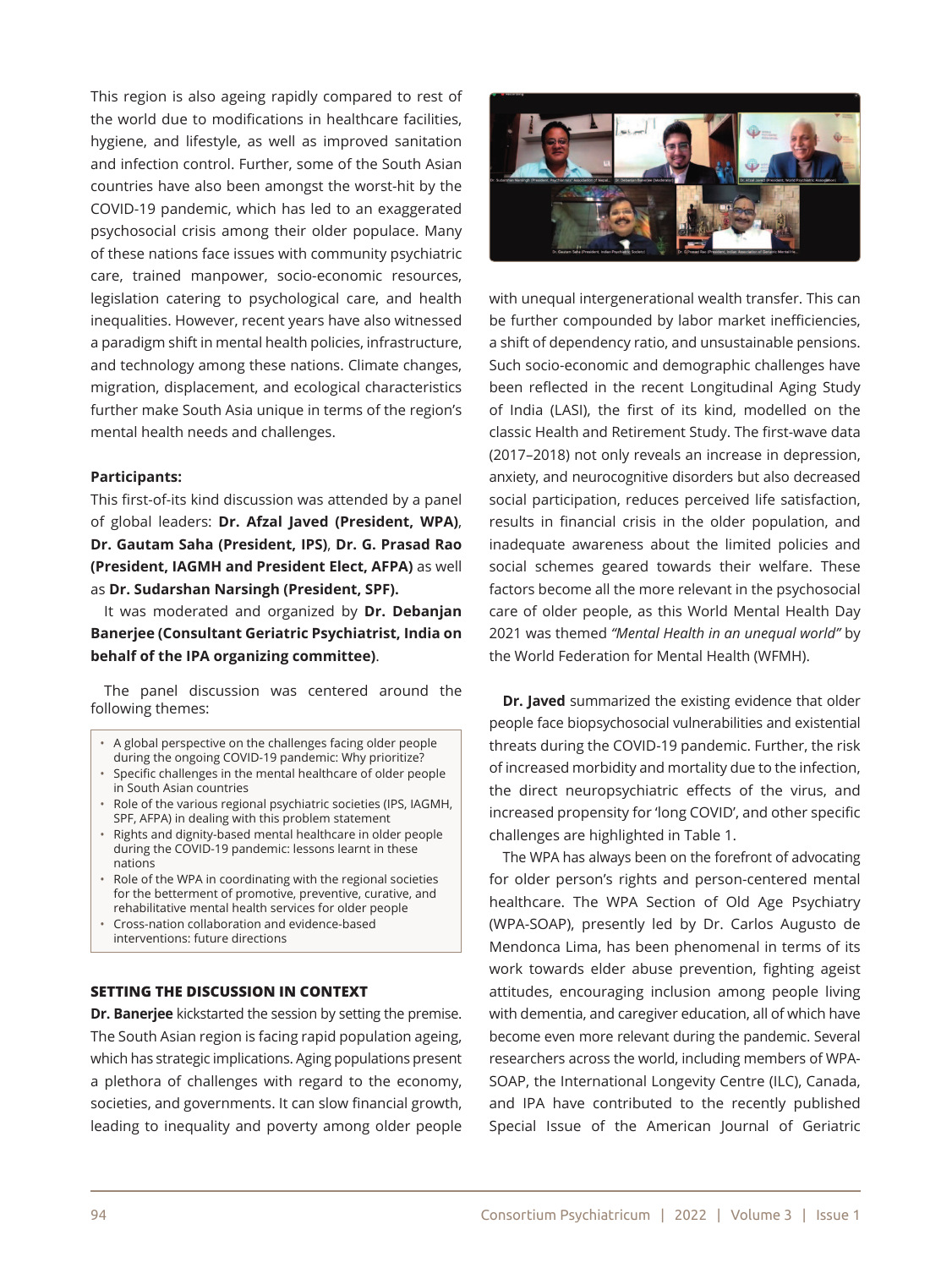This region is also ageing rapidly compared to rest of the world due to modifications in healthcare facilities, hygiene, and lifestyle, as well as improved sanitation and infection control. Further, some of the South Asian countries have also been amongst the worst-hit by the COVID-19 pandemic, which has led to an exaggerated psychosocial crisis among their older populace. Many of these nations face issues with community psychiatric care, trained manpower, socio-economic resources, legislation catering to psychological care, and health inequalities. However, recent years have also witnessed a paradigm shift in mental health policies, infrastructure, and technology among these nations. Climate changes, migration, displacement, and ecological characteristics further make South Asia unique in terms of the region's mental health needs and challenges.

**Participants:**

This first-of-its kind discussion was attended by a panel of global leaders: **Dr. Afzal Javed (President, WPA)**, **Dr. Gautam Saha (President, IPS)**, **Dr. G. Prasad Rao (President, IAGMH and President Elect, AFPA)** as well as **Dr. Sudarshan Narsingh (President, SPF).**

It was moderated and organized by **Dr. Debanjan Banerjee (Consultant Geriatric Psychiatrist, India on behalf of the IPA organizing committee)**.

The panel discussion was centered around the following themes:

- A global perspective on the challenges facing older people during the ongoing COVID-19 pandemic: Why prioritize?
- Specific challenges in the mental healthcare of older people in South Asian countries
- Role of the various regional psychiatric societies (IPS, IAGMH, SPF, AFPA) in dealing with this problem statement
- Rights and dignity-based mental healthcare in older people during the COVID-19 pandemic: lessons learnt in these nations
- Role of the WPA in coordinating with the regional societies for the betterment of promotive, preventive, curative, and rehabilitative mental health services for older people
- Cross-nation collaboration and evidence-based interventions: future directions

### SETTING THE DISCUSSION IN CONTEXT

**Dr. Banerjee** kickstarted the session by setting the premise. The South Asian region is facing rapid population ageing, which has strategic implications. Aging populations present a plethora of challenges with regard to the economy, societies, and governments. It can slow financial growth, leading to inequality and poverty among older people with unequal intergenerational wealth transfer. This can be further compounded by labor market inefficiencies, a shift of dependency ratio, and unsustainable pensions. Such socio-economic and demographic challenges have been reflected in the recent Longitudinal Aging Study of India (LASI), the first of its kind, modelled on the classic Health and Retirement Study. The first-wave data (2017–2018) not only reveals an increase in depression, anxiety, and neurocognitive disorders but also decreased social participation, reduces perceived life satisfaction, results in financial crisis in the older population, and inadequate awareness about the limited policies and social schemes geared towards their welfare. These factors become all the more relevant in the psychosocial care of older people, as this World Mental Health Day 2021 was themed *"Mental Health in an unequal world"* by the World Federation for Mental Health (WFMH).

**Dr. Javed** summarized the existing evidence that older people face biopsychosocial vulnerabilities and existential threats during the COVID-19 pandemic. Further, the risk of increased morbidity and mortality due to the infection, the direct neuropsychiatric effects of the virus, and increased propensity for 'long COVID', and other specific challenges are highlighted in Table 1.

The WPA has always been on the forefront of advocating for older person's rights and person-centered mental healthcare. The WPA Section of Old Age Psychiatry (WPA-SOAP), presently led by Dr. Carlos Augusto de Mendonca Lima, has been phenomenal in terms of its work towards elder abuse prevention, fighting ageist attitudes, encouraging inclusion among people living with dementia, and caregiver education, all of which have become even more relevant during the pandemic. Several researchers across the world, including members of WPA-SOAP, the International Longevity Centre (ILC), Canada, and IPA have contributed to the recently published Special Issue of the American Journal of Geriatric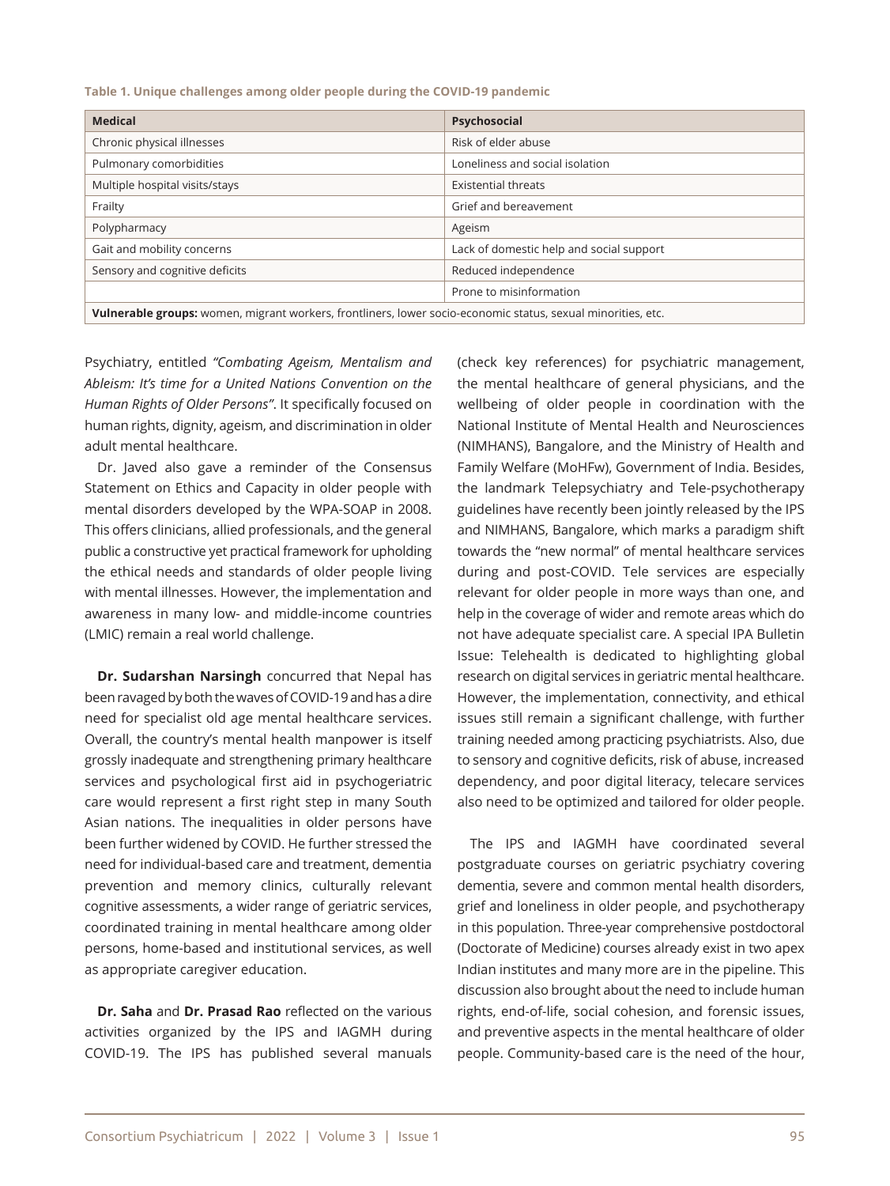**Table 1. Unique challenges among older people during the COVID-19 pandemic**

| Medical | Psychosocial |
|---|---|
| Chronic physical illnesses | Risk of elder abuse |
| Pulmonary comorbidities | Loneliness and social isolation |
| Multiple hospital visits/stays | Existential threats |
| Frailty | Grief and bereavement |
| Polypharmacy | Ageism |
| Gait and mobility concerns | Lack of domestic help and social support |
| Sensory and cognitive deficits | Reduced independence |
| | Prone to misinformation |
| **Vulnerable groups:** women, migrant workers, frontliners, lower socio-economic status, sexual minorities, etc. | |

Psychiatry, entitled *"Combating Ageism, Mentalism and Ableism: It's time for a United Nations Convention on the Human Rights of Older Persons"*. It specifically focused on human rights, dignity, ageism, and discrimination in older adult mental healthcare.

Dr. Javed also gave a reminder of the Consensus Statement on Ethics and Capacity in older people with mental disorders developed by the WPA-SOAP in 2008. This offers clinicians, allied professionals, and the general public a constructive yet practical framework for upholding the ethical needs and standards of older people living with mental illnesses. However, the implementation and awareness in many low- and middle-income countries (LMIC) remain a real world challenge.

**Dr. Sudarshan Narsingh** concurred that Nepal has been ravaged by both the waves of COVID-19 and has a dire need for specialist old age mental healthcare services. Overall, the country's mental health manpower is itself grossly inadequate and strengthening primary healthcare services and psychological first aid in psychogeriatric care would represent a first right step in many South Asian nations. The inequalities in older persons have been further widened by COVID. He further stressed the need for individual-based care and treatment, dementia prevention and memory clinics, culturally relevant cognitive assessments, a wider range of geriatric services, coordinated training in mental healthcare among older persons, home-based and institutional services, as well as appropriate caregiver education.

**Dr. Saha** and **Dr. Prasad Rao** reflected on the various activities organized by the IPS and IAGMH during COVID-19. The IPS has published several manuals (check key references) for psychiatric management, the mental healthcare of general physicians, and the wellbeing of older people in coordination with the National Institute of Mental Health and Neurosciences (NIMHANS), Bangalore, and the Ministry of Health and Family Welfare (MoHFw), Government of India. Besides, the landmark Telepsychiatry and Tele-psychotherapy guidelines have recently been jointly released by the IPS and NIMHANS, Bangalore, which marks a paradigm shift towards the "new normal" of mental healthcare services during and post-COVID. Tele services are especially relevant for older people in more ways than one, and help in the coverage of wider and remote areas which do not have adequate specialist care. A special IPA Bulletin Issue: Telehealth is dedicated to highlighting global research on digital services in geriatric mental healthcare. However, the implementation, connectivity, and ethical issues still remain a significant challenge, with further training needed among practicing psychiatrists. Also, due to sensory and cognitive deficits, risk of abuse, increased dependency, and poor digital literacy, telecare services also need to be optimized and tailored for older people.

The IPS and IAGMH have coordinated several postgraduate courses on geriatric psychiatry covering dementia, severe and common mental health disorders, grief and loneliness in older people, and psychotherapy in this population. Three-year comprehensive postdoctoral (Doctorate of Medicine) courses already exist in two apex Indian institutes and many more are in the pipeline. This discussion also brought about the need to include human rights, end-of-life, social cohesion, and forensic issues, and preventive aspects in the mental healthcare of older people. Community-based care is the need of the hour,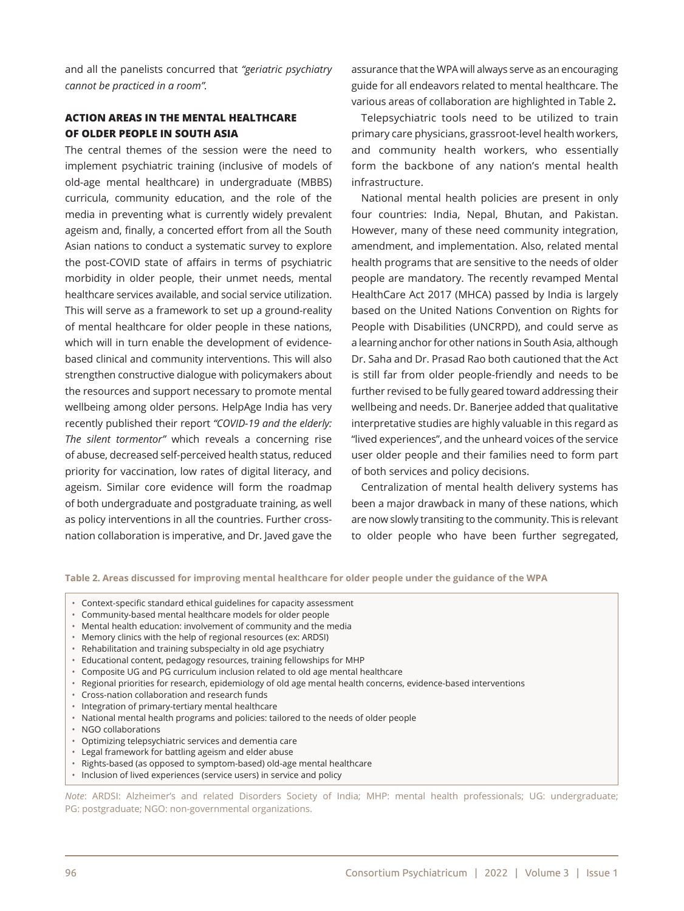and all the panelists concurred that *"geriatric psychiatry cannot be practiced in a room"*.

## ACTION AREAS IN THE MENTAL HEALTHCARE OF OLDER PEOPLE IN SOUTH ASIA

The central themes of the session were the need to implement psychiatric training (inclusive of models of old-age mental healthcare) in undergraduate (MBBS) curricula, community education, and the role of the media in preventing what is currently widely prevalent ageism and, finally, a concerted effort from all the South Asian nations to conduct a systematic survey to explore the post-COVID state of affairs in terms of psychiatric morbidity in older people, their unmet needs, mental healthcare services available, and social service utilization. This will serve as a framework to set up a ground-reality of mental healthcare for older people in these nations, which will in turn enable the development of evidence-based clinical and community interventions. This will also strengthen constructive dialogue with policymakers about the resources and support necessary to promote mental wellbeing among older persons. HelpAge India has very recently published their report *"COVID-19 and the elderly: The silent tormentor"* which reveals a concerning rise of abuse, decreased self-perceived health status, reduced priority for vaccination, low rates of digital literacy, and ageism. Similar core evidence will form the roadmap of both undergraduate and postgraduate training, as well as policy interventions in all the countries. Further cross-nation collaboration is imperative, and Dr. Javed gave the assurance that the WPA will always serve as an encouraging guide for all endeavors related to mental healthcare. The various areas of collaboration are highlighted in Table 2**.**

Telepsychiatric tools need to be utilized to train primary care physicians, grassroot-level health workers, and community health workers, who essentially form the backbone of any nation's mental health infrastructure.

National mental health policies are present in only four countries: India, Nepal, Bhutan, and Pakistan. However, many of these need community integration, amendment, and implementation. Also, related mental health programs that are sensitive to the needs of older people are mandatory. The recently revamped Mental HealthCare Act 2017 (MHCA) passed by India is largely based on the United Nations Convention on Rights for People with Disabilities (UNCRPD), and could serve as a learning anchor for other nations in South Asia, although Dr. Saha and Dr. Prasad Rao both cautioned that the Act is still far from older people-friendly and needs to be further revised to be fully geared toward addressing their wellbeing and needs. Dr. Banerjee added that qualitative interpretative studies are highly valuable in this regard as "lived experiences", and the unheard voices of the service user older people and their families need to form part of both services and policy decisions.

Centralization of mental health delivery systems has been a major drawback in many of these nations, which are now slowly transiting to the community. This is relevant to older people who have been further segregated,

**Table 2. Areas discussed for improving mental healthcare for older people under the guidance of the WPA**

- Context-specific standard ethical guidelines for capacity assessment
- Community-based mental healthcare models for older people
- Mental health education: involvement of community and the media
- Memory clinics with the help of regional resources (ex: ARDSI)
- Rehabilitation and training subspecialty in old age psychiatry
- Educational content, pedagogy resources, training fellowships for MHP
- Composite UG and PG curriculum inclusion related to old age mental healthcare
- Regional priorities for research, epidemiology of old age mental health concerns, evidence-based interventions
- Cross-nation collaboration and research funds
- Integration of primary-tertiary mental healthcare
- National mental health programs and policies: tailored to the needs of older people
- NGO collaborations
- Optimizing telepsychiatric services and dementia care
- Legal framework for battling ageism and elder abuse
- Rights-based (as opposed to symptom-based) old-age mental healthcare
- Inclusion of lived experiences (service users) in service and policy

*Note*: ARDSI: Alzheimer's and related Disorders Society of India; MHP: mental health professionals; UG: undergraduate; PG: postgraduate; NGO: non-governmental organizations.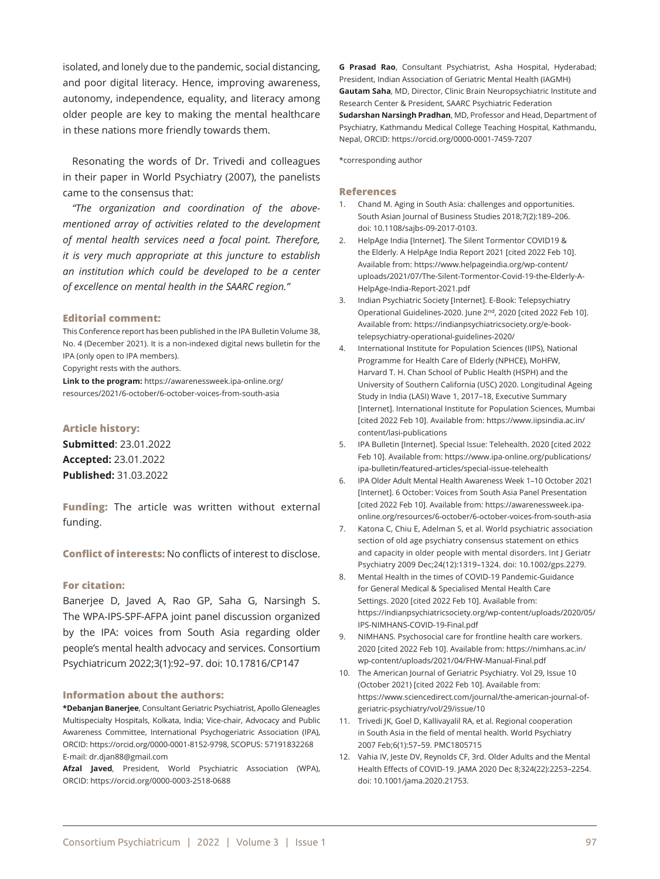isolated, and lonely due to the pandemic, social distancing, and poor digital literacy. Hence, improving awareness, autonomy, independence, equality, and literacy among older people are key to making the mental healthcare in these nations more friendly towards them.

Resonating the words of Dr. Trivedi and colleagues in their paper in World Psychiatry (2007), the panelists came to the consensus that:

*"The organization and coordination of the above-mentioned array of activities related to the development of mental health services need a focal point. Therefore, it is very much appropriate at this juncture to establish an institution which could be developed to be a center of excellence on mental health in the SAARC region."*

### Editorial comment:

This Conference report has been published in the IPA Bulletin Volume 38, No. 4 (December 2021). It is a non-indexed digital news bulletin for the IPA (only open to IPA members).

Copyright rests with the authors.

**Link to the program:** https://awarenessweek.ipa-online.org/resources/2021/6-october/6-october-voices-from-south-asia

### Article history:

**Submitted**: 23.01.2022
**Accepted:** 23.01.2022
**Published:** 31.03.2022

**Funding:** The article was written without external funding.

**Conflict of interests:** No conflicts of interest to disclose.

### For citation:

Banerjee D, Javed A, Rao GP, Saha G, Narsingh S. The WPA-IPS-SPF-AFPA joint panel discussion organized by the IPA: voices from South Asia regarding older people's mental health advocacy and services. Consortium Psychiatricum 2022;3(1):92–97. doi: 10.17816/CP147

### Information about the authors:

**\*Debanjan Banerjee**, Consultant Geriatric Psychiatrist, Apollo Gleneagles Multispecialty Hospitals, Kolkata, India; Vice-chair, Advocacy and Public Awareness Committee, International Psychogeriatric Association (IPA), ORCID: https://orcid.org/0000-0001-8152-9798, SCOPUS: 57191832268
E-mail: dr.djan88@gmail.com

**Afzal Javed**, President, World Psychiatric Association (WPA), ORCID: https://orcid.org/0000-0003-2518-0688

**G Prasad Rao**, Consultant Psychiatrist, Asha Hospital, Hyderabad; President, Indian Association of Geriatric Mental Health (IAGMH)

**Gautam Saha**, MD, Director, Clinic Brain Neuropsychiatric Institute and Research Center & President, SAARC Psychiatric Federation

**Sudarshan Narsingh Pradhan**, MD, Professor and Head, Department of Psychiatry, Kathmandu Medical College Teaching Hospital, Kathmandu, Nepal, ORCID: https://orcid.org/0000-0001-7459-7207

*corresponding author

### References

1. Chand M. Aging in South Asia: challenges and opportunities. South Asian Journal of Business Studies 2018;7(2):189–206. doi: 10.1108/sajbs-09-2017-0103.
2. HelpAge India [Internet]. The Silent Tormentor COVID19 & the Elderly. A HelpAge India Report 2021 [cited 2022 Feb 10]. Available from: https://www.helpageindia.org/wp-content/uploads/2021/07/The-Silent-Tormentor-Covid-19-the-Elderly-A-HelpAge-India-Report-2021.pdf
3. Indian Psychiatric Society [Internet]. E-Book: Telepsychiatry Operational Guidelines-2020. June 2nd, 2020 [cited 2022 Feb 10]. Available from: https://indianpsychiatricsociety.org/e-book-telepsychiatry-operational-guidelines-2020/
4. International Institute for Population Sciences (IIPS), National Programme for Health Care of Elderly (NPHCE), MoHFW, Harvard T. H. Chan School of Public Health (HSPH) and the University of Southern California (USC) 2020. Longitudinal Ageing Study in India (LASI) Wave 1, 2017–18, Executive Summary [Internet]. International Institute for Population Sciences, Mumbai [cited 2022 Feb 10]. Available from: https://www.iipsindia.ac.in/content/lasi-publications
5. IPA Bulletin [Internet]. Special Issue: Telehealth. 2020 [cited 2022 Feb 10]. Available from: https://www.ipa-online.org/publications/ipa-bulletin/featured-articles/special-issue-telehealth
6. IPA Older Adult Mental Health Awareness Week 1–10 October 2021 [Internet]. 6 October: Voices from South Asia Panel Presentation [cited 2022 Feb 10]. Available from: https://awarenessweek.ipa-online.org/resources/6-october/6-october-voices-from-south-asia
7. Katona C, Chiu E, Adelman S, et al. World psychiatric association section of old age psychiatry consensus statement on ethics and capacity in older people with mental disorders. Int J Geriatr Psychiatry 2009 Dec;24(12):1319–1324. doi: 10.1002/gps.2279.
8. Mental Health in the times of COVID-19 Pandemic-Guidance for General Medical & Specialised Mental Health Care Settings. 2020 [cited 2022 Feb 10]. Available from: https://indianpsychiatricsociety.org/wp-content/uploads/2020/05/IPS-NIMHANS-COVID-19-Final.pdf
9. NIMHANS. Psychosocial care for frontline health care workers. 2020 [cited 2022 Feb 10]. Available from: https://nimhans.ac.in/wp-content/uploads/2021/04/FHW-Manual-Final.pdf
10. The American Journal of Geriatric Psychiatry. Vol 29, Issue 10 (October 2021) [cited 2022 Feb 10]. Available from: https://www.sciencedirect.com/journal/the-american-journal-of-geriatric-psychiatry/vol/29/issue/10
11. Trivedi JK, Goel D, Kallivayalil RA, et al. Regional cooperation in South Asia in the field of mental health. World Psychiatry 2007 Feb;6(1):57–59. PMC1805715
12. Vahia IV, Jeste DV, Reynolds CF, 3rd. Older Adults and the Mental Health Effects of COVID-19. JAMA 2020 Dec 8;324(22):2253–2254. doi: 10.1001/jama.2020.21753.